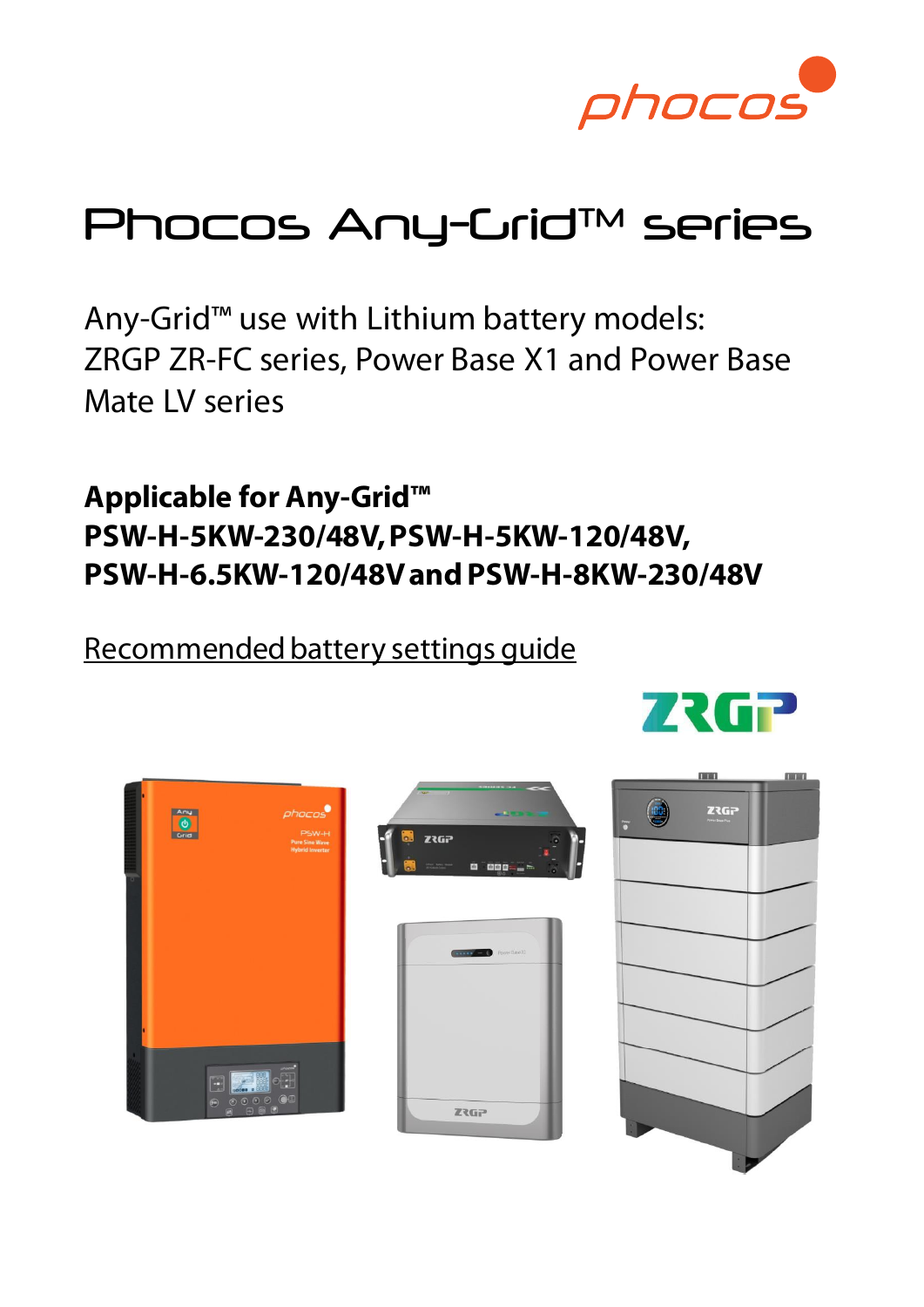# Phocos Any-Grid™ series

Any-Grid™ use with Lithium battery models:
ZRGP ZR-FC series, Power Base X1 and Power Base Mate LV series

**Applicable for Any-Grid™**
**PSW-H-5KW-230/48V, PSW-H-5KW-120/48V, PSW-H-6.5KW-120/48V and PSW-H-8KW-230/48V**

Recommended battery settings guide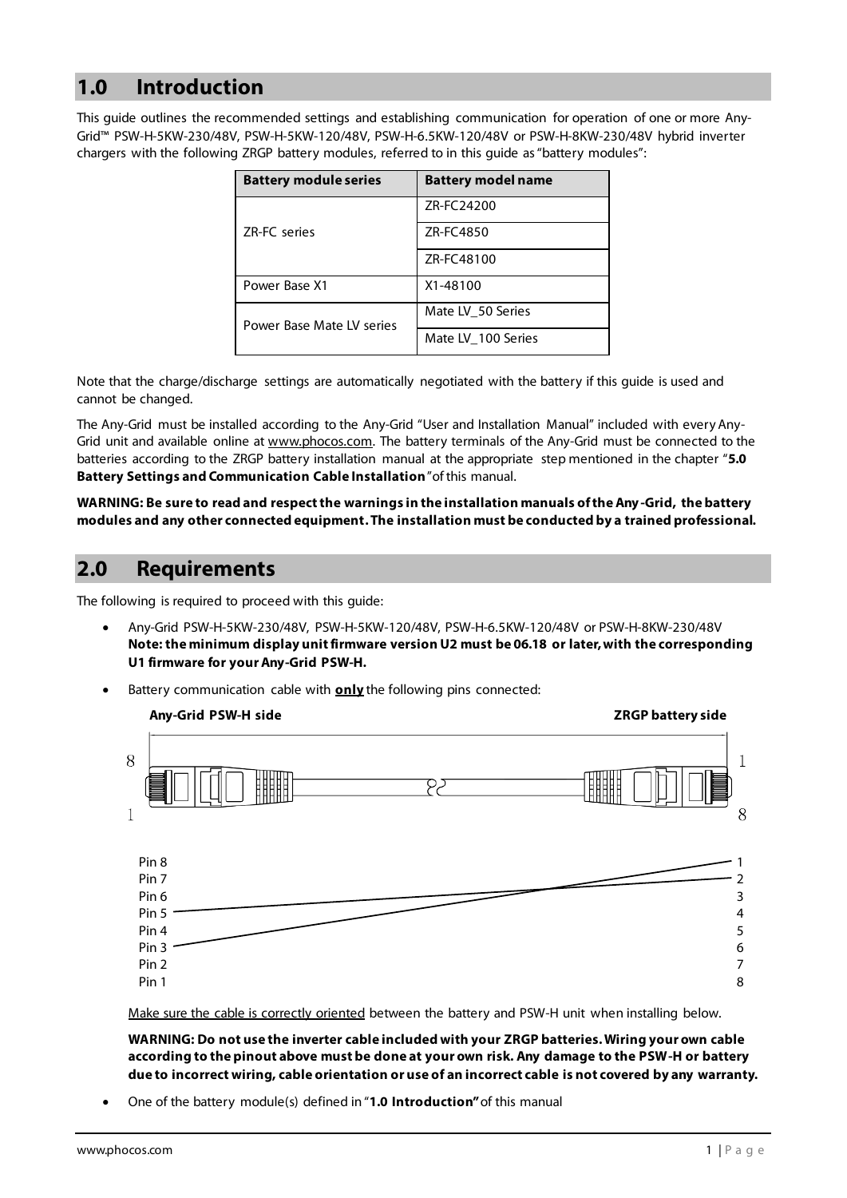## 1.0 Introduction

This guide outlines the recommended settings and establishing communication for operation of one or more Any-Grid™ PSW-H-5KW-230/48V, PSW-H-5KW-120/48V, PSW-H-6.5KW-120/48V or PSW-H-8KW-230/48V hybrid inverter chargers with the following ZRGP battery modules, referred to in this guide as "battery modules":

| Battery module series | Battery model name |
| --- | --- |
| ZR-FC series | ZR-FC24200 |
| | ZR-FC4850 |
| | ZR-FC48100 |
| Power Base X1 | X1-48100 |
| Power Base Mate LV series | Mate LV_50 Series |
| | Mate LV_100 Series |

Note that the charge/discharge settings are automatically negotiated with the battery if this guide is used and cannot be changed.

The Any-Grid must be installed according to the Any-Grid "User and Installation Manual" included with every Any-Grid unit and available online at www.phocos.com. The battery terminals of the Any-Grid must be connected to the batteries according to the ZRGP battery installation manual at the appropriate step mentioned in the chapter "**5.0 Battery Settings and Communication Cable Installation**" of this manual.

**WARNING: Be sure to read and respect the warnings in the installation manuals of the Any-Grid, the battery modules and any other connected equipment. The installation must be conducted by a trained professional.**

## 2.0 Requirements

The following is required to proceed with this guide:

- Any-Grid PSW-H-5KW-230/48V, PSW-H-5KW-120/48V, PSW-H-6.5KW-120/48V or PSW-H-8KW-230/48V
  **Note: the minimum display unit firmware version U2 must be 06.18 or later, with the corresponding U1 firmware for your Any-Grid PSW-H.**
- Battery communication cable with **only** the following pins connected:

  **Any-Grid PSW-H side** — **ZRGP battery side**

  | Any-Grid PSW-H side | ZRGP battery side |
  | --- | --- |
  | Pin 5 | 2 |
  | Pin 3 | 1 |

  Make sure the cable is correctly oriented between the battery and PSW-H unit when installing below.

  **WARNING: Do not use the inverter cable included with your ZRGP batteries. Wiring your own cable according to the pinout above must be done at your own risk. Any damage to the PSW-H or battery due to incorrect wiring, cable orientation or use of an incorrect cable is not covered by any warranty.**

- One of the battery module(s) defined in "**1.0 Introduction**" of this manual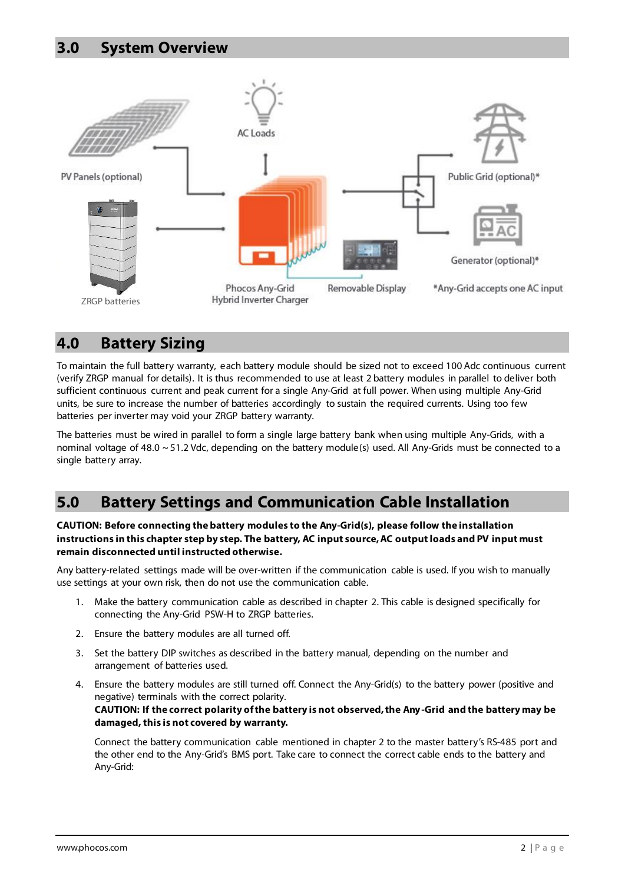## 3.0 System Overview

PV Panels (optional)

AC Loads

Public Grid (optional)*

ZRGP batteries

Phocos Any-Grid Hybrid Inverter Charger

Removable Display

Generator (optional)*

*Any-Grid accepts one AC input

## 4.0 Battery Sizing

To maintain the full battery warranty, each battery module should be sized not to exceed 100 Adc continuous current (verify ZRGP manual for details). It is thus recommended to use at least 2 battery modules in parallel to deliver both sufficient continuous current and peak current for a single Any-Grid at full power. When using multiple Any-Grid units, be sure to increase the number of batteries accordingly to sustain the required currents. Using too few batteries per inverter may void your ZRGP battery warranty.

The batteries must be wired in parallel to form a single large battery bank when using multiple Any-Grids, with a nominal voltage of 48.0 ~ 51.2 Vdc, depending on the battery module(s) used. All Any-Grids must be connected to a single battery array.

## 5.0 Battery Settings and Communication Cable Installation

**CAUTION: Before connecting the battery modules to the Any-Grid(s), please follow the installation instructions in this chapter step by step. The battery, AC input source, AC output loads and PV input must remain disconnected until instructed otherwise.**

Any battery-related settings made will be over-written if the communication cable is used. If you wish to manually use settings at your own risk, then do not use the communication cable.

1. Make the battery communication cable as described in chapter 2. This cable is designed specifically for connecting the Any-Grid PSW-H to ZRGP batteries.
2. Ensure the battery modules are all turned off.
3. Set the battery DIP switches as described in the battery manual, depending on the number and arrangement of batteries used.
4. Ensure the battery modules are still turned off. Connect the Any-Grid(s) to the battery power (positive and negative) terminals with the correct polarity.
   **CAUTION: If the correct polarity of the battery is not observed, the Any-Grid and the battery may be damaged, this is not covered by warranty.**

   Connect the battery communication cable mentioned in chapter 2 to the master battery's RS-485 port and the other end to the Any-Grid's BMS port. Take care to connect the correct cable ends to the battery and Any-Grid: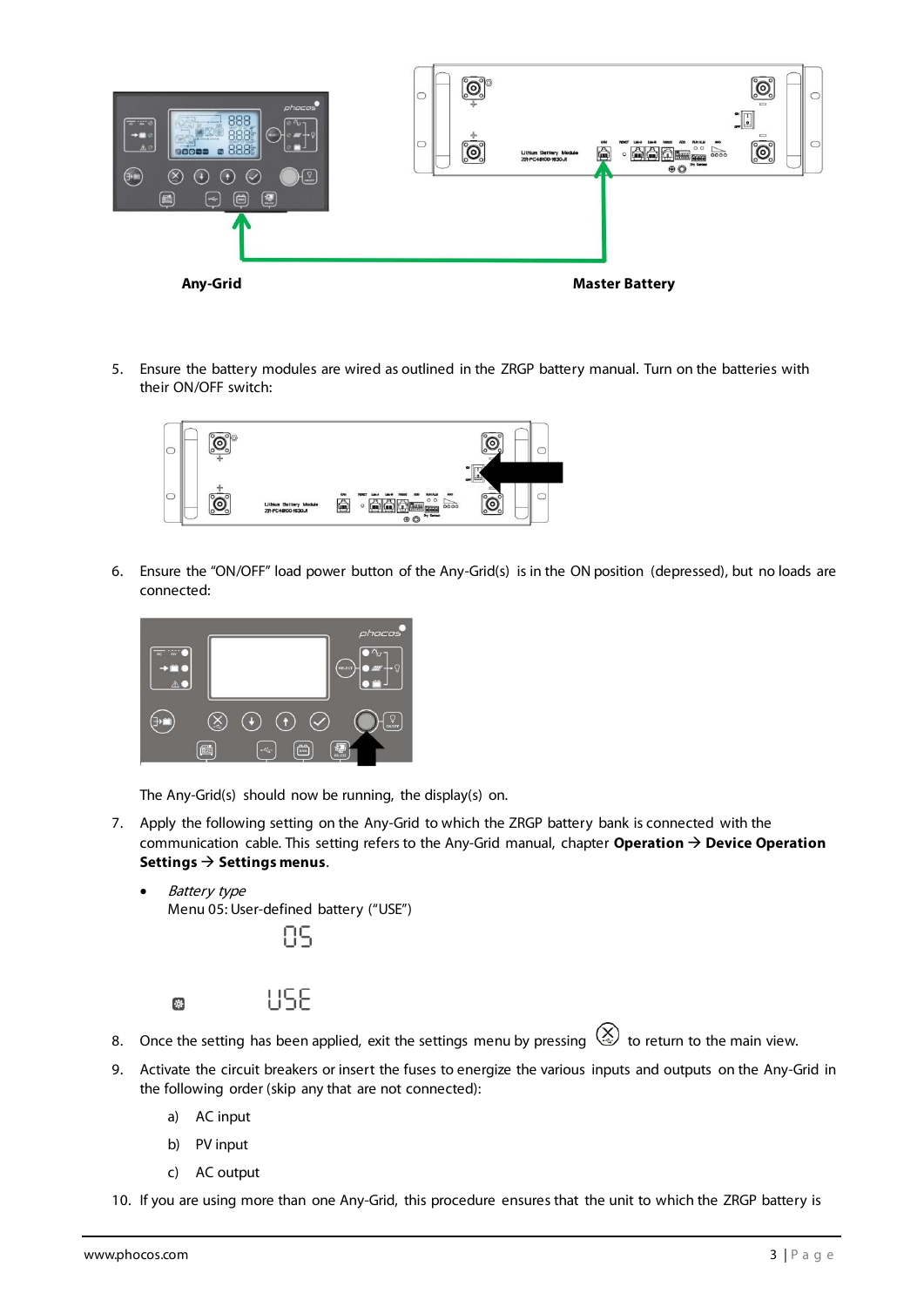Any-Grid

Master Battery

5. Ensure the battery modules are wired as outlined in the ZRGP battery manual. Turn on the batteries with their ON/OFF switch:

6. Ensure the "ON/OFF" load power button of the Any-Grid(s) is in the ON position (depressed), but no loads are connected:

   The Any-Grid(s) should now be running, the display(s) on.

7. Apply the following setting on the Any-Grid to which the ZRGP battery bank is connected with the communication cable. This setting refers to the Any-Grid manual, chapter **Operation → Device Operation Settings → Settings menus**.

   - *Battery type*
     Menu 05: User-defined battery ("USE")

     05

     USE

8. Once the setting has been applied, exit the settings menu by pressing ⊗ to return to the main view.

9. Activate the circuit breakers or insert the fuses to energize the various inputs and outputs on the Any-Grid in the following order (skip any that are not connected):

   a) AC input

   b) PV input

   c) AC output

10. If you are using more than one Any-Grid, this procedure ensures that the unit to which the ZRGP battery is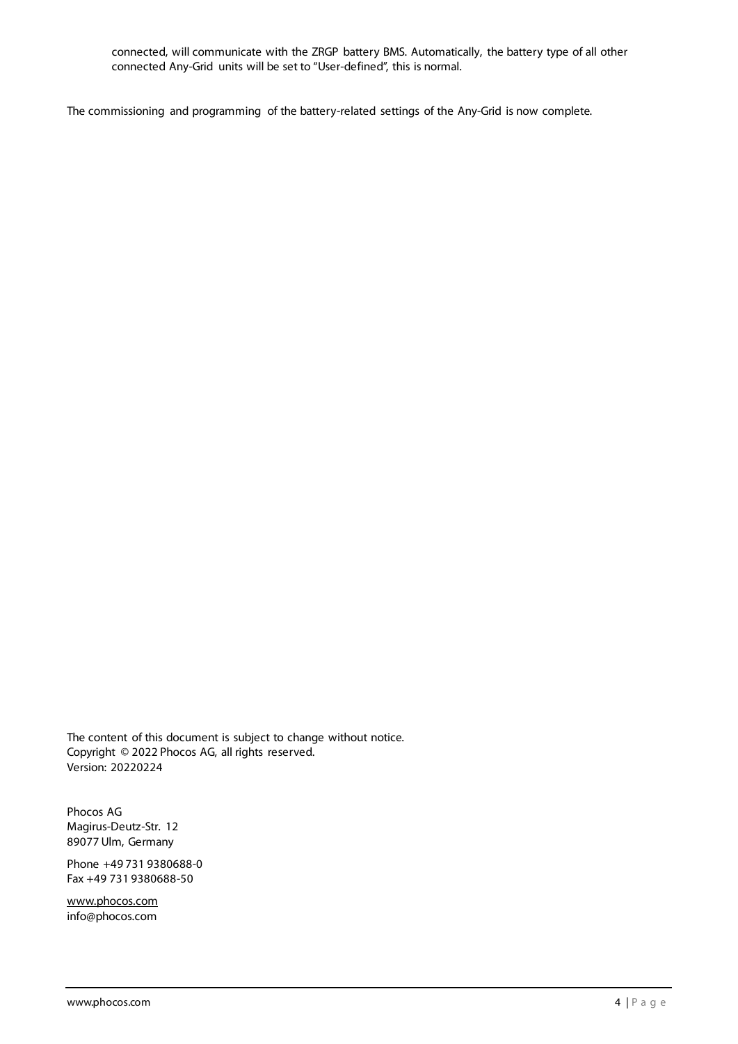connected, will communicate with the ZRGP battery BMS. Automatically, the battery type of all other connected Any-Grid units will be set to "User-defined", this is normal.

The commissioning and programming of the battery-related settings of the Any-Grid is now complete.

The content of this document is subject to change without notice.
Copyright © 2022 Phocos AG, all rights reserved.
Version: 20220224

Phocos AG
Magirus-Deutz-Str. 12
89077 Ulm, Germany

Phone +49 731 9380688-0
Fax +49 731 9380688-50

www.phocos.com
info@phocos.com